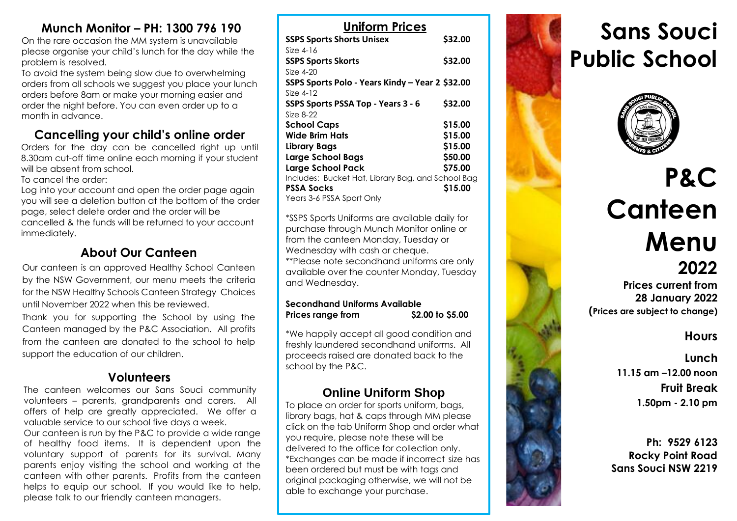## Munch Monitor – PH: 1300 796 190

On the rare occasion the MM system is unavailable please organise your child's lunch for the day while the problem is resolved.

To avoid the system being slow due to overwhelming orders from all schools we suggest you place your lunch orders before 8am or make your morning easier and order the night before. You can even order up to a month in advance.

## Cancelling your child's online order

Orders for the day can be cancelled right up until 8.30am cut-off time online each morning if your student will be absent from school.

To cancel the order:

Log into your account and open the order page again you will see a deletion button at the bottom of the order page, select delete order and the order will be cancelled & the funds will be returned to your account immediately.

## About Our Canteen

Our canteen is an approved Healthy School Canteen by the NSW Government, our menu meets the criteria for the NSW Healthy Schools Canteen Strategy Choices until November 2022 when this be reviewed.

Thank you for supporting the School by using the Canteen managed by the P&C Association. All profits from the canteen are donated to the school to help support the education of our children.

## Volunteers

The canteen welcomes our Sans Souci community volunteers – parents, grandparents and carers. All offers of help are greatly appreciated. We offer a valuable service to our school five days a week.

Our canteen is run by the P&C to provide a wide range of healthy food items. It is dependent upon the voluntary support of parents for its survival. Many parents enjoy visiting the school and working at the canteen with other parents. Profits from the canteen helps to equip our school. If you would like to help, please talk to our friendly canteen managers.

## Uniform Prices

| Item | Price |
|---|---|
| **SSPS Sports Shorts Unisex** Size 4-16 | **$32.00** |
| **SSPS Sports Skorts** Size 4-20 | **$32.00** |
| **SSPS Sports Polo - Years Kindy – Year 2** Size 4-12 | **$32.00** |
| **SSPS Sports PSSA Top - Years 3 - 6** Size 8-22 | **$32.00** |
| **School Caps** | **$15.00** |
| **Wide Brim Hats** | **$15.00** |
| **Library Bags** | **$15.00** |
| **Large School Bags** | **$50.00** |
| **Large School Pack** Includes: Bucket Hat, Library Bag, and School Bag | **$75.00** |
| **PSSA Socks** Years 3-6 PSSA Sport Only | **$15.00** |

*SSPS Sports Uniforms are available daily for purchase through Munch Monitor online or from the canteen Monday, Tuesday or Wednesday with cash or cheque.

**Please note secondhand uniforms are only available over the counter Monday, Tuesday and Wednesday.

**Secondhand Uniforms Available**
**Prices range from $2.00 to $5.00**

*We happily accept all good condition and freshly laundered secondhand uniforms. All proceeds raised are donated back to the school by the P&C.

## Online Uniform Shop

To place an order for sports uniform, bags, library bags, hat & caps through MM please click on the tab Uniform Shop and order what you require, please note these will be delivered to the office for collection only.

*Exchanges can be made if incorrect size has been ordered but must be with tags and original packaging otherwise, we will not be able to exchange your purchase.

# Sans Souci Public School

# P&C Canteen Menu

## 2022

**Prices current from 28 January 2022**
**(Prices are subject to change)**

### Hours

**Lunch**
**11.15 am –12.00 noon**

**Fruit Break**
**1.50pm - 2.10 pm**

**Ph: 9529 6123**
**Rocky Point Road**
**Sans Souci NSW 2219**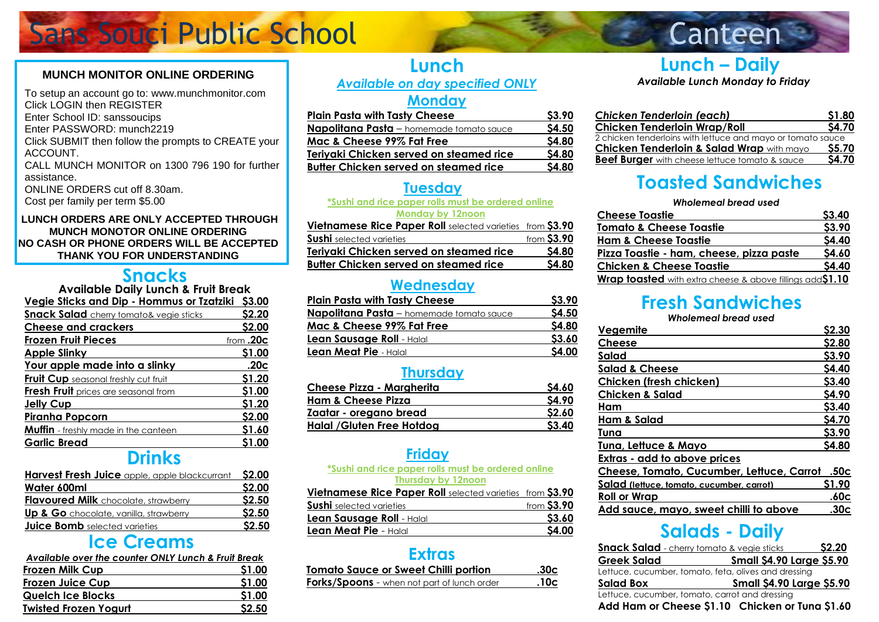# Sans Souci Public School Canteen

## MUNCH MONITOR ONLINE ORDERING

To setup an account go to: www.munchmonitor.com
Click LOGIN then REGISTER
Enter School ID: sanssoucips
Enter PASSWORD: munch2219
Click SUBMIT then follow the prompts to CREATE your ACCOUNT.
CALL MUNCH MONITOR on 1300 796 190 for further assistance.
ONLINE ORDERS cut off 8.30am.
Cost per family per term $5.00

**LUNCH ORDERS ARE ONLY ACCEPTED THROUGH MUNCH MONOTOR ONLINE ORDERING**
**NO CASH OR PHONE ORDERS WILL BE ACCEPTED**
**THANK YOU FOR UNDERSTANDING**

## Snacks

**Available Daily Lunch & Fruit Break**

| | |
|---|---|
| **Vegie Sticks and Dip - Hommus or Tzatziki** | $3.00 |
| **Snack Salad** cherry tomato& vegie sticks | $2.20 |
| **Cheese and crackers** | $2.00 |
| **Frozen Fruit Pieces** | from .20c |
| **Apple Slinky** | $1.00 |
| **Your apple made into a slinky** | .20c |
| **Fruit Cup** seasonal freshly cut fruit | $1.20 |
| **Fresh Fruit** prices are seasonal from | $1.00 |
| **Jelly Cup** | $1.20 |
| **Piranha Popcorn** | $2.00 |
| **Muffin** - freshly made in the canteen | $1.60 |
| **Garlic Bread** | $1.00 |

## Drinks

| | |
|---|---|
| **Harvest Fresh Juice** apple, apple blackcurrant | $2.00 |
| **Water 600ml** | $2.00 |
| **Flavoured Milk** chocolate, strawberry | $2.50 |
| **Up & Go** chocolate, vanilla, strawberry | $2.50 |
| **Juice Bomb** selected varieties | $2.50 |

## Ice Creams

*Available over the counter ONLY Lunch & Fruit Break*

| | |
|---|---|
| **Frozen Milk Cup** | $1.00 |
| **Frozen Juice Cup** | $1.00 |
| **Quelch Ice Blocks** | $1.00 |
| **Twisted Frozen Yogurt** | $2.50 |

## Lunch

*Available on day specified ONLY*

### Monday

| | |
|---|---|
| **Plain Pasta with Tasty Cheese** | $3.90 |
| **Napolitana Pasta** – homemade tomato sauce | $4.50 |
| **Mac & Cheese 99% Fat Free** | $4.80 |
| **Teriyaki Chicken served on steamed rice** | $4.80 |
| **Butter Chicken served on steamed rice** | $4.80 |

### Tuesday

*Sushi and rice paper rolls must be ordered online Monday by 12noon

| | |
|---|---|
| **Vietnamese Rice Paper Roll** selected varieties | from $3.90 |
| **Sushi** selected varieties | from $3.90 |
| **Teriyaki Chicken served on steamed rice** | $4.80 |
| **Butter Chicken served on steamed rice** | $4.80 |

### Wednesday

| | |
|---|---|
| **Plain Pasta with Tasty Cheese** | $3.90 |
| **Napolitana Pasta** – homemade tomato sauce | $4.50 |
| **Mac & Cheese 99% Fat Free** | $4.80 |
| **Lean Sausage Roll** - Halal | $3.60 |
| **Lean Meat Pie** - Halal | $4.00 |

### Thursday

| | |
|---|---|
| **Cheese Pizza - Margherita** | $4.60 |
| **Ham & Cheese Pizza** | $4.90 |
| **Zaatar - oregano bread** | $2.60 |
| **Halal /Gluten Free Hotdog** | $3.40 |

### Friday

*Sushi and rice paper rolls must be ordered online Thursday by 12noon

| | |
|---|---|
| **Vietnamese Rice Paper Roll** selected varieties | from $3.90 |
| **Sushi** selected varieties | from $3.90 |
| **Lean Sausage Roll** - Halal | $3.60 |
| **Lean Meat Pie** - Halal | $4.00 |

## Extras

| | |
|---|---|
| **Tomato Sauce or Sweet Chilli portion** | .30c |
| **Forks/Spoons** - when not part of lunch order | .10c |

## Lunch – Daily

*Available Lunch Monday to Friday*

| | |
|---|---|
| **Chicken Tenderloin (each)** | $1.80 |
| **Chicken Tenderloin Wrap/Roll** | $4.70 |
| 2 chicken tenderloins with lettuce and mayo or tomato sauce | |
| **Chicken Tenderloin & Salad Wrap** with mayo | $5.70 |
| **Beef Burger** with cheese lettuce tomato & sauce | $4.70 |

## Toasted Sandwiches

*Wholemeal bread used*

| | |
|---|---|
| **Cheese Toastie** | $3.40 |
| **Tomato & Cheese Toastie** | $3.90 |
| **Ham & Cheese Toastie** | $4.40 |
| **Pizza Toastie - ham, cheese, pizza paste** | $4.60 |
| **Chicken & Cheese Toastie** | $4.40 |
| **Wrap toasted** with extra cheese & above fillings add | $1.10 |

## Fresh Sandwiches

*Wholemeal bread used*

| | |
|---|---|
| **Vegemite** | $2.30 |
| **Cheese** | $2.80 |
| **Salad** | $3.90 |
| **Salad & Cheese** | $4.40 |
| **Chicken (fresh chicken)** | $3.40 |
| **Chicken & Salad** | $4.90 |
| **Ham** | $3.40 |
| **Ham & Salad** | $4.70 |
| **Tuna** | $3.90 |
| **Tuna, Lettuce & Mayo** | $4.80 |
| **Extras - add to above prices** | |
| **Cheese, Tomato, Cucumber, Lettuce, Carrot** | .50c |
| **Salad** (lettuce, tomato, cucumber, carrot) | $1.90 |
| **Roll or Wrap** | .60c |
| **Add sauce, mayo, sweet chilli to above** | .30c |

## Salads - Daily

| | |
|---|---|
| **Snack Salad** - cherry tomato & vegie sticks | $2.20 |
| **Greek Salad** | Small $4.90 Large $5.90 |
| Lettuce, cucumber, tomato, feta, olives and dressing | |
| **Salad Box** | Small $4.90 Large $5.90 |
| Lettuce, cucumber, tomato, carrot and dressing | |

**Add Ham or Cheese $1.10 Chicken or Tuna $1.60**